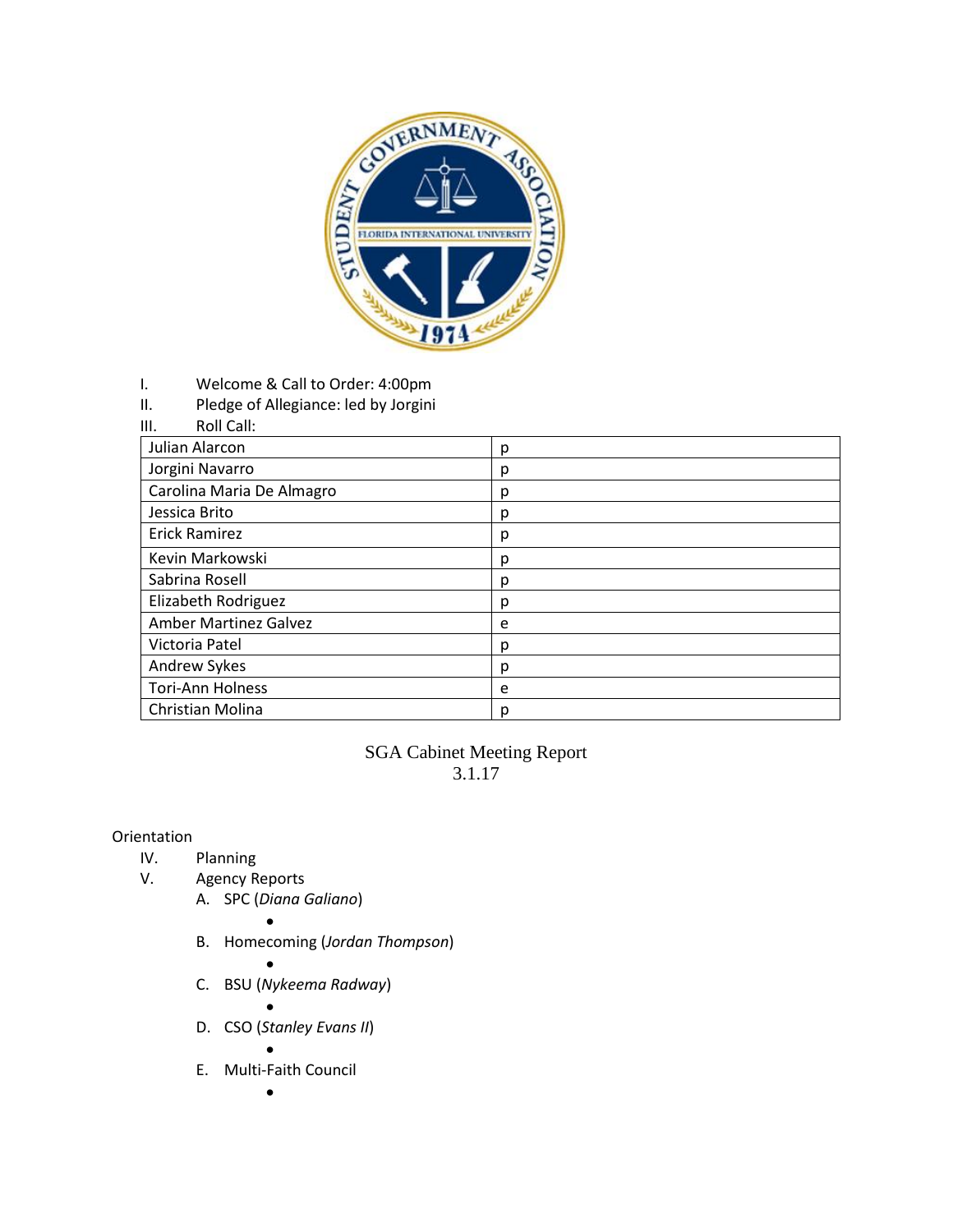I. Welcome & Call to Order: 4:00pm

II. Pledge of Allegiance: led by Jorgini

III. Roll Call:

| | |
|---|---|
| Julian Alarcon | p |
| Jorgini Navarro | p |
| Carolina Maria De Almagro | p |
| Jessica Brito | p |
| Erick Ramirez | p |
| Kevin Markowski | p |
| Sabrina Rosell | p |
| Elizabeth Rodriguez | p |
| Amber Martinez Galvez | e |
| Victoria Patel | p |
| Andrew Sykes | p |
| Tori-Ann Holness | e |
| Christian Molina | p |

SGA Cabinet Meeting Report
3.1.17

Orientation

IV. Planning

V. Agency Reports

A. SPC (*Diana Galiano*)

- 

B. Homecoming (*Jordan Thompson*)

- 

C. BSU (*Nykeema Radway*)

- 

D. CSO (*Stanley Evans II*)

- 

E. Multi-Faith Council

-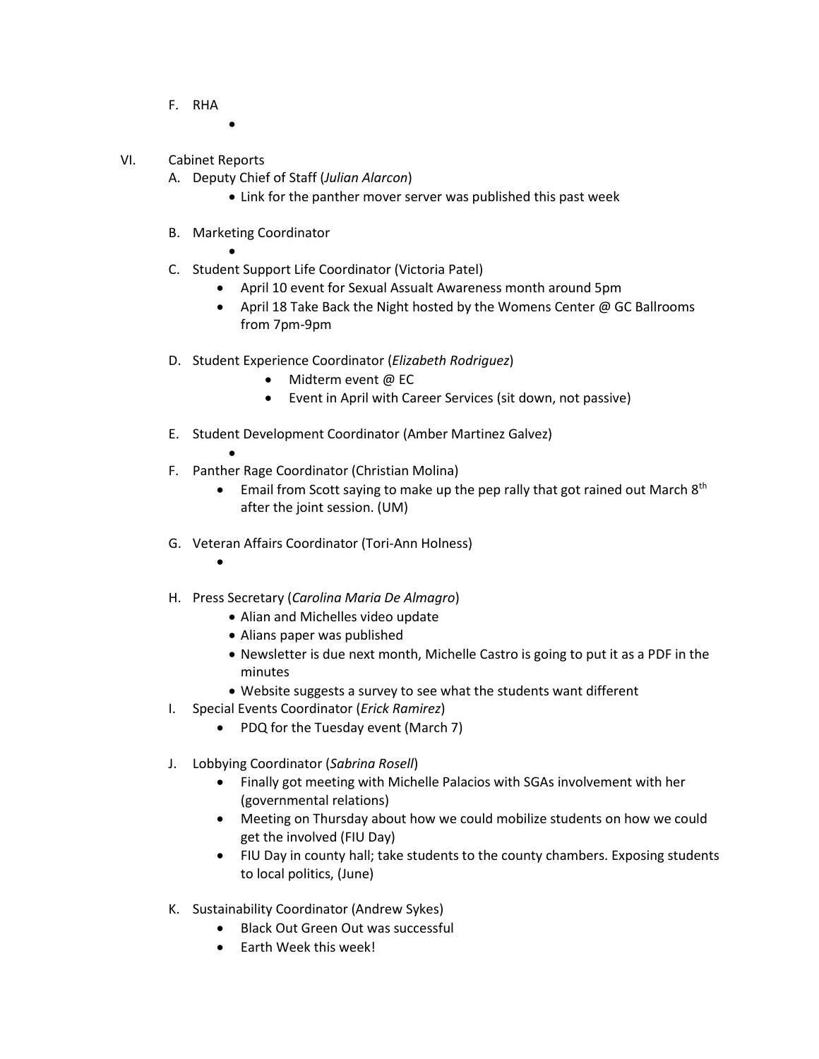F. RHA

- 

VI. Cabinet Reports

A. Deputy Chief of Staff (*Julian Alarcon*)
   - Link for the panther mover server was published this past week

B. Marketing Coordinator
   - 

C. Student Support Life Coordinator (Victoria Patel)
   - April 10 event for Sexual Assualt Awareness month around 5pm
   - April 18 Take Back the Night hosted by the Womens Center @ GC Ballrooms from 7pm-9pm

D. Student Experience Coordinator (*Elizabeth Rodriguez*)
   - Midterm event @ EC
   - Event in April with Career Services (sit down, not passive)

E. Student Development Coordinator (Amber Martinez Galvez)
   - 

F. Panther Rage Coordinator (Christian Molina)
   - Email from Scott saying to make up the pep rally that got rained out March 8th after the joint session. (UM)

G. Veteran Affairs Coordinator (Tori-Ann Holness)
   - 

H. Press Secretary (*Carolina Maria De Almagro*)
   - Alian and Michelles video update
   - Alians paper was published
   - Newsletter is due next month, Michelle Castro is going to put it as a PDF in the minutes
   - Website suggests a survey to see what the students want different

I. Special Events Coordinator (*Erick Ramirez*)
   - PDQ for the Tuesday event (March 7)

J. Lobbying Coordinator (*Sabrina Rosell*)
   - Finally got meeting with Michelle Palacios with SGAs involvement with her (governmental relations)
   - Meeting on Thursday about how we could mobilize students on how we could get the involved (FIU Day)
   - FIU Day in county hall; take students to the county chambers. Exposing students to local politics, (June)

K. Sustainability Coordinator (Andrew Sykes)
   - Black Out Green Out was successful
   - Earth Week this week!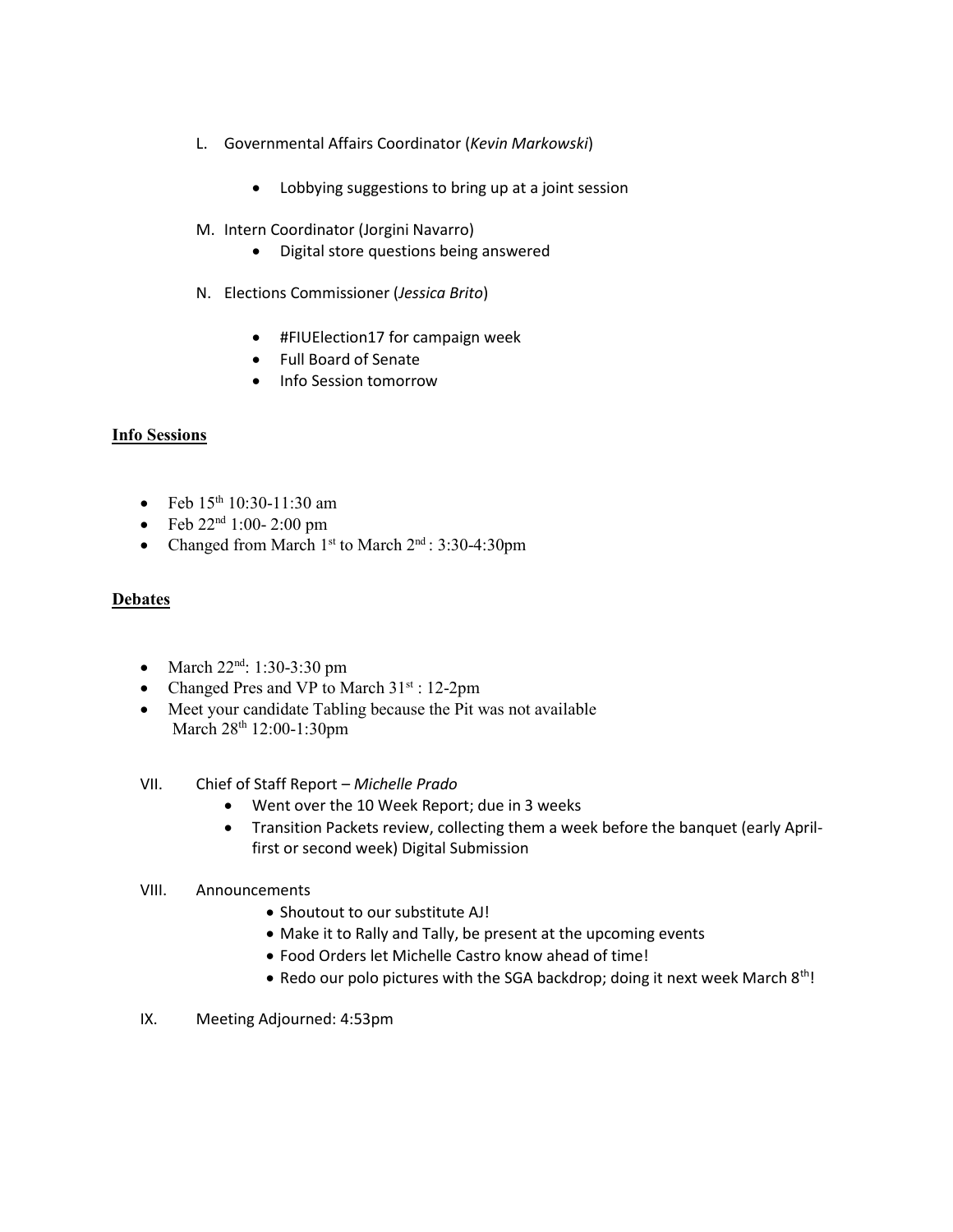L. Governmental Affairs Coordinator (*Kevin Markowski*)

- Lobbying suggestions to bring up at a joint session

M. Intern Coordinator (Jorgini Navarro)

- Digital store questions being answered

N. Elections Commissioner (*Jessica Brito*)

- #FIUElection17 for campaign week
- Full Board of Senate
- Info Session tomorrow

**Info Sessions**

- Feb 15th 10:30-11:30 am
- Feb 22nd 1:00- 2:00 pm
- Changed from March 1st to March 2nd : 3:30-4:30pm

**Debates**

- March 22nd: 1:30-3:30 pm
- Changed Pres and VP to March 31st : 12-2pm
- Meet your candidate Tabling because the Pit was not available March 28th 12:00-1:30pm

VII. Chief of Staff Report – *Michelle Prado*

- Went over the 10 Week Report; due in 3 weeks
- Transition Packets review, collecting them a week before the banquet (early April- first or second week) Digital Submission

VIII. Announcements

- Shoutout to our substitute AJ!
- Make it to Rally and Tally, be present at the upcoming events
- Food Orders let Michelle Castro know ahead of time!
- Redo our polo pictures with the SGA backdrop; doing it next week March 8th!

IX. Meeting Adjourned: 4:53pm